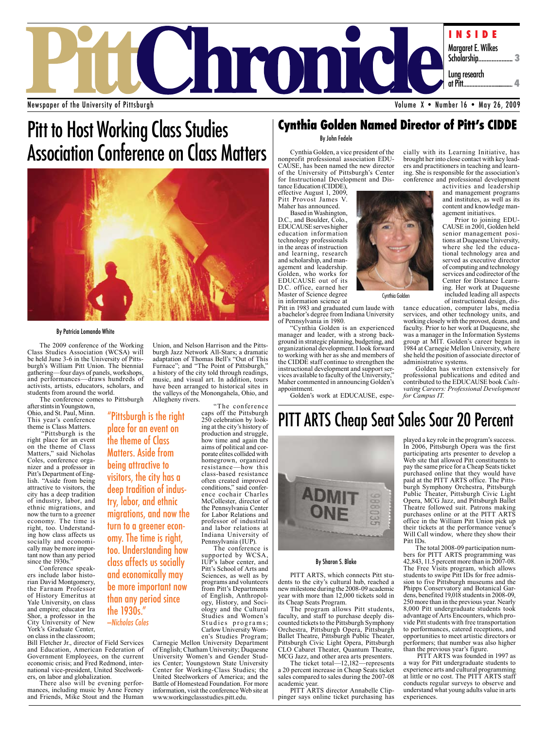# Pitt Chronicle

Newspaper of the University of Pittsburgh

Volume X • Number 16 • May 26, 2009

**INSIDE**

Margaret E. Wilkes Scholarship..................... 3

Lung research at Pitt.................................. 4

# Pitt to Host Working Class Studies Association Conference on Class Matters

By Patricia Lomando White

The 2009 conference of the Working Class Studies Association (WCSA) will be held June 3-6 in the University of Pittsburgh's William Pitt Union. The biennial gathering—four days of panels, workshops, and performances—draws hundreds of activists, artists, educators, scholars, and students from around the world.

The conference comes to Pittsburgh after stints in Youngstown, Ohio, and St. Paul, Minn. This year's conference theme is Class Matters.

"Pittsburgh is the right place for an event on the theme of Class Matters," said Nicholas Coles, conference organizer and a professor in Pitt's Department of English. "Aside from being attractive to visitors, the city has a deep tradition of industry, labor, and ethnic migrations, and now the turn to a greener economy. The time is right, too. Understanding how class affects us socially and economically may be more important now than any period since the 1930s."

> "Pittsburgh is the right place for an event on the theme of Class Matters. Aside from being attractive to visitors, the city has a deep tradition of industry, labor, and ethnic migrations, and now the turn to a greener economy. The time is right, too. Understanding how class affects us socially and economically may be more important now than any period since the 1930s."
> —Nicholas Coles

Conference speakers include labor historian David Montgomery, the Farnam Professor of History Emeritus at Yale University, on class and empire; educator Ira Shor, a professor in the City University of New York's Graduate Center, on class in the classroom; Bill Fletcher Jr., director of Field Services and Education, American Federation of Government Employees, on the current economic crisis; and Fred Redmond, international vice-president, United Steelworkers, on labor and globalization.

There also will be evening performances, including music by Anne Feeney and Friends, Mike Stout and the Human Union, and Nelson Harrison and the Pittsburgh Jazz Network All-Stars; a dramatic adaptation of Thomas Bell's "Out of This Furnace"; and "The Point of Pittsburgh," a history of the city told through readings, music, and visual art. In addition, tours have been arranged to historical sites in the valleys of the Monongahela, Ohio, and Allegheny rivers.

"The conference caps off the Pittsburgh 250 celebration by looking at the city's history of production and struggle, how time and again the aims of political and corporate elites collided with homegrown, organized resistance—how this class-based resistance often created improved conditions," said conference cochair Charles McCollester, director of the Pennsylvania Center for Labor Relations and professor of industrial and labor relations at Indiana University of Pennsylvania (IUP).

The conference is supported by WCSA, IUP's labor center, and Pitt's School of Arts and Sciences, as well as by programs and volunteers from Pitt's Departments of English, Anthropology, History, and Sociology and the Cultural Studies and Women's Studies programs; Carlow University Women's Studies Program; Carnegie Mellon University Department of English; Chatham University; Duquesne University Women's and Gender Studies Center; Youngstown State University Center for Working-Class Studies; the United Steelworkers of America; and the Battle of Homestead Foundation. For more information, visit the conference Web site at www.workingclassstudies.pitt.edu.

# Cynthia Golden Named Director of Pitt's CIDDE

By John Fedele

Cynthia Golden, a vice president of the nonprofit professional association EDUCAUSE, has been named the new director of the University of Pittsburgh's Center for Instructional Development and Distance Education (CIDDE), effective August 1, 2009, Pitt Provost James V. Maher has announced.

Based in Washington, D.C., and Boulder, Colo., EDUCAUSE serves higher education information technology professionals in the areas of instruction and learning, research and scholarship, and management and leadership. Golden, who works for EDUCAUSE out of its D.C. office, earned her Master of Science degree in information science at Pitt in 1983 and graduated cum laude with a bachelor's degree from Indiana University of Pennsylvania in 1980.

"Cynthia Golden is an experienced manager and leader, with a strong background in strategic planning, budgeting, and organizational development. I look forward to working with her as she and members of the CIDDE staff continue to strengthen the instructional development and support services available to faculty of the University," Maher commented in announcing Golden's appointment.

Cynthia Golden

Golden's work at EDUCAUSE, especially with its Learning Initiative, has brought her into close contact with key leaders and practitioners in teaching and learning. She is responsible for the association's conference and professional development activities and leadership and management programs and institutes, as well as its content and knowledge management initiatives.

Prior to joining EDUCAUSE in 2001, Golden held senior management positions at Duquesne University, where she led the educational technology area and served as executive director of computing and technology services and codirector of the Center for Distance Learning. Her work at Duquesne included leading all aspects of instructional design, distance education, computer labs, media services, and other technology units, and working closely with the provost, deans, and faculty. Prior to her work at Duquesne, she was a manager in the Information Systems group at MIT. Golden's career began in 1984 at Carnegie Mellon University, where she held the position of associate director of administrative systems.

Golden has written extensively for professional publications and edited and contributed to the EDUCAUSE book *Cultivating Careers: Professional Development for Campus IT.*

# PITT ARTS Cheap Seat Sales Soar 20 Percent

By Sharon S. Blake

PITT ARTS, which connects Pitt students to the city's cultural hub, reached a new milestone during the 2008-09 academic year with more than 12,000 tickets sold in its Cheap Seats Program.

The program allows Pitt students, faculty, and staff to purchase deeply discounted tickets to the Pittsburgh Symphony Orchestra, Pittsburgh Opera, Pittsburgh Ballet Theatre, Pittsburgh Public Theater, Pittsburgh Civic Light Opera, Pittsburgh CLO Cabaret Theater, Quantum Theatre, MCG Jazz, and other area arts presenters.

The ticket total—12,182—represents a 20 percent increase in Cheap Seats ticket sales compared to sales during the 2007-08 academic year.

PITT ARTS director Annabelle Clippinger says online ticket purchasing has played a key role in the program's success. In 2006, Pittsburgh Opera was the first participating arts presenter to develop a Web site that allowed Pitt constituents to pay the same price for a Cheap Seats ticket purchased online that they would have paid at the PITT ARTS office. The Pittsburgh Symphony Orchestra, Pittsburgh Public Theater, Pittsburgh Civic Light Opera, MCG Jazz, and Pittsburgh Ballet Theatre followed suit. Patrons making purchases online or at the PITT ARTS office in the William Pitt Union pick up their tickets at the performance venue's Will Call window, where they show their Pitt IDs.

The total 2008-09 participation numbers for PITT ARTS programming was 42,843, 11.5 percent more than in 2007-08. The Free Visits program, which allows students to swipe Pitt IDs for free admission to five Pittsburgh museums and the Phipps Conservatory and Botanical Gardens, benefited 19,018 students in 2008-09, 250 more than in the previous year. Nearly 8,000 Pitt undergraduate students took advantage of Arts Encounters, which provide Pitt students with free transportation to performances, catered receptions, and opportunities to meet artistic directors or performers; that number was also higher than the previous year's figure.

PITT ARTS was founded in 1997 as a way for Pitt undergraduate students to experience arts and cultural programming at little or no cost. The PITT ARTS staff conducts regular surveys to observe and understand what young adults value in arts experiences.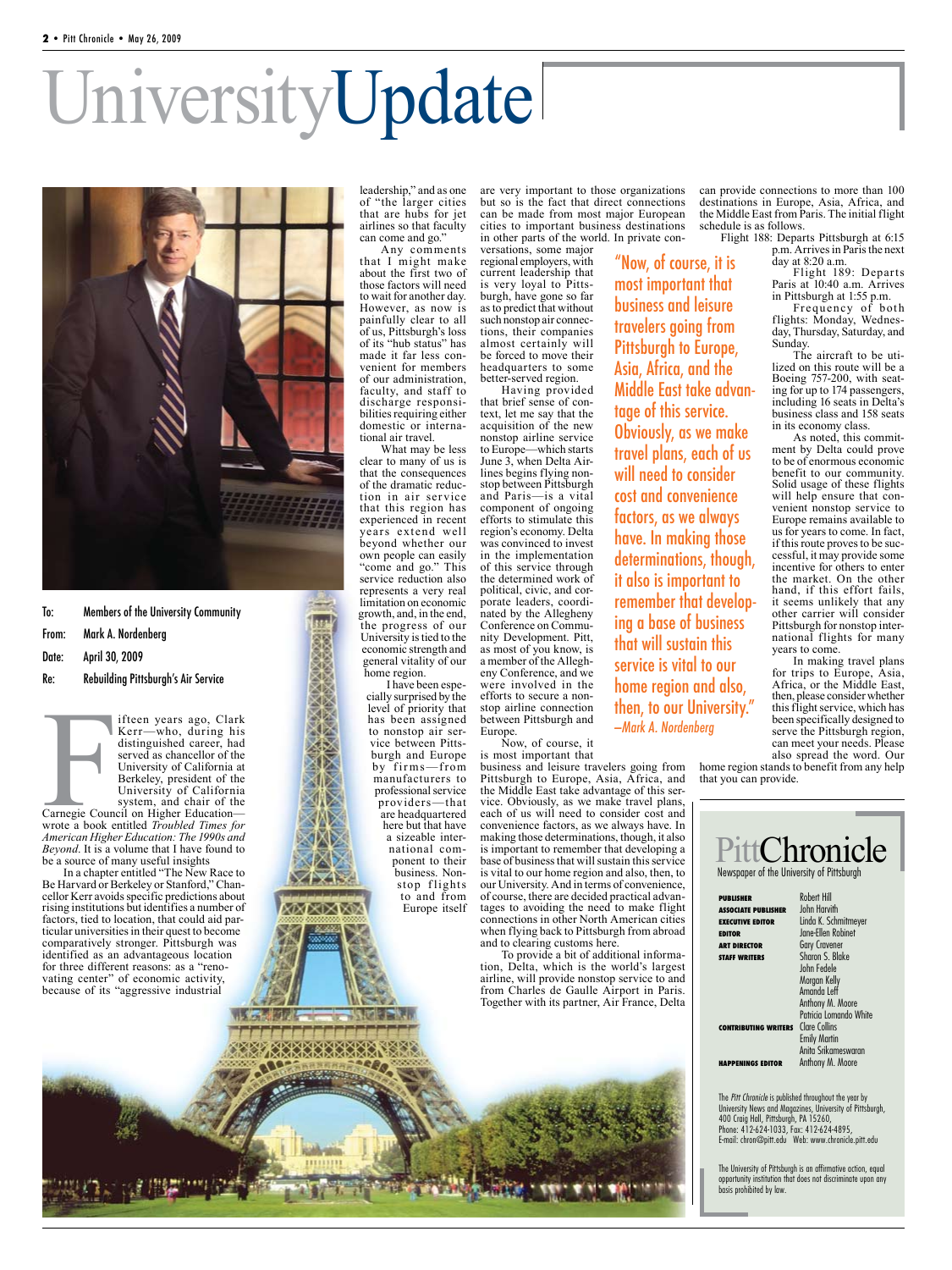# UniversityUpdate

To: Members of the University Community

From: Mark A. Nordenberg

Date: April 30, 2009

Re: Rebuilding Pittsburgh's Air Service

Fifteen years ago, Clark Kerr—who, during his distinguished career, had served as chancellor of the University of California at Berkeley, president of the University of California system, and chair of the Carnegie Council on Higher Education—wrote a book entitled *Troubled Times for American Higher Education: The 1990s and Beyond*. It is a volume that I have found to be a source of many useful insights.

In a chapter entitled "The New Race to Be Harvard or Berkeley or Stanford," Chancellor Kerr avoids specific predictions about rising institutions but identifies a number of factors, tied to location, that could aid particular universities in their quest to become comparatively stronger. Pittsburgh was identified as an advantageous location for three different reasons: as a "renovating center" of economic activity, because of its "aggressive industrial leadership," and as one of "the larger cities that are hubs for jet airlines so that faculty can come and go."

Any comments that I might make about the first two of those factors will need to wait for another day. However, as now is painfully clear to all of us, Pittsburgh's loss of its "hub status" has made it far less convenient for members of our administration, faculty, and staff to discharge responsibilities requiring either domestic or international air travel.

What may be less clear to many of us is that the consequences of the dramatic reduction in air service that this region has experienced in recent years extend well beyond whether our own people can easily "come and go." This service reduction also represents a very real limitation on economic growth, and, in the end, the progress of our University is tied to the economic strength and general vitality of our home region.

I have been especially surprised by the level of priority that has been assigned to nonstop air service between Pittsburgh and Europe by firms—from manufacturers to professional service providers—that are headquartered here but that have a sizeable international component to their business. Nonstop flights to and from Europe itself are very important to those organizations but so is the fact that direct connections can be made from most major European cities to important business destinations in other parts of the world. In private conversations, some major regional employers, with current leadership that is very loyal to Pittsburgh, have gone so far as to predict that without such nonstop air connections, their companies almost certainly will be forced to move their headquarters to some better-served region.

Having provided that brief sense of context, let me say that the acquisition of the new nonstop airline service to Europe—which starts June 3, when Delta Airlines begins flying nonstop between Pittsburgh and Paris—is a vital component of ongoing efforts to stimulate this region's economy. Delta was convinced to invest in the implementation of this service through the determined work of political, civic, and corporate leaders, coordinated by the Allegheny Conference on Community Development. Pitt, as most of you know, is a member of the Allegheny Conference, and we were involved in the efforts to secure a nonstop airline connection between Pittsburgh and Europe.

> "Now, of course, it is most important that business and leisure travelers going from Pittsburgh to Europe, Asia, Africa, and the Middle East take advantage of this service. Obviously, as we make travel plans, each of us will need to consider cost and convenience factors, as we always have. In making those determinations, though, it also is important to remember that developing a base of business that will sustain this service is vital to our home region and also, then, to our University."
> —Mark A. Nordenberg

Now, of course, it is most important that business and leisure travelers going from Pittsburgh to Europe, Asia, Africa, and the Middle East take advantage of this service. Obviously, as we make travel plans, each of us will need to consider cost and convenience factors, as we always have. In making those determinations, though, it also is important to remember that developing a base of business that will sustain this service is vital to our home region and also, then, to our University. And in terms of convenience, of course, there are decided practical advantages to avoiding the need to make flight connections in other North American cities when flying back to Pittsburgh from abroad and to clearing customs here.

To provide a bit of additional information, Delta, which is the world's largest airline, will provide nonstop service to and from Charles de Gaulle Airport in Paris. Together with its partner, Air France, Delta can provide connections to more than 100 destinations in Europe, Asia, Africa, and the Middle East from Paris. The initial flight schedule is as follows.

Flight 188: Departs Pittsburgh at 6:15 p.m. Arrives in Paris the next day at 8:20 a.m.

Flight 189: Departs Paris at 10:40 a.m. Arrives in Pittsburgh at 1:55 p.m.

Frequency of both flights: Monday, Wednesday, Thursday, Saturday, and Sunday.

The aircraft to be utilized on this route will be a Boeing 757-200, with seating for up to 174 passengers, including 16 seats in Delta's business class and 158 seats in its economy class.

As noted, this commitment by Delta could prove to be of enormous economic benefit to our community. Solid usage of these flights will help ensure that convenient nonstop service to Europe remains available to us for years to come. In fact, if this route proves to be successful, it may provide some incentive for others to enter the market. On the other hand, if this effort fails, it seems unlikely that any other carrier will consider Pittsburgh for nonstop international flights for many years to come.

In making travel plans for trips to Europe, Asia, Africa, or the Middle East, then, please consider whether this flight service, which has been specifically designed to serve the Pittsburgh region, can meet your needs. Please also spread the word. Our home region stands to benefit from any help that you can provide.

---

## PittChronicle

Newspaper of the University of Pittsburgh

| | |
|---|---|
| **PUBLISHER** | Robert Hill |
| **ASSOCIATE PUBLISHER** | John Harvith |
| **EXECUTIVE EDITOR** | Linda K. Schmitmeyer |
| **EDITOR** | Jane-Ellen Robinet |
| **ART DIRECTOR** | Gary Cravener |
| **STAFF WRITERS** | Sharon S. Blake |
| | John Fedele |
| | Morgan Kelly |
| | Amanda Leff |
| | Anthony M. Moore |
| | Patricia Lomando White |
| **CONTRIBUTING WRITERS** | Clare Collins |
| | Emily Martin |
| | Anita Srikameswaran |
| **HAPPENINGS EDITOR** | Anthony M. Moore |

The *Pitt Chronicle* is published throughout the year by University News and Magazines, University of Pittsburgh, 400 Craig Hall, Pittsburgh, PA 15260, Phone: 412-624-1033, Fax: 412-624-4895, E-mail: chron@pitt.edu Web: www.chronicle.pitt.edu

The University of Pittsburgh is an affirmative action, equal opportunity institution that does not discriminate upon any basis prohibited by law.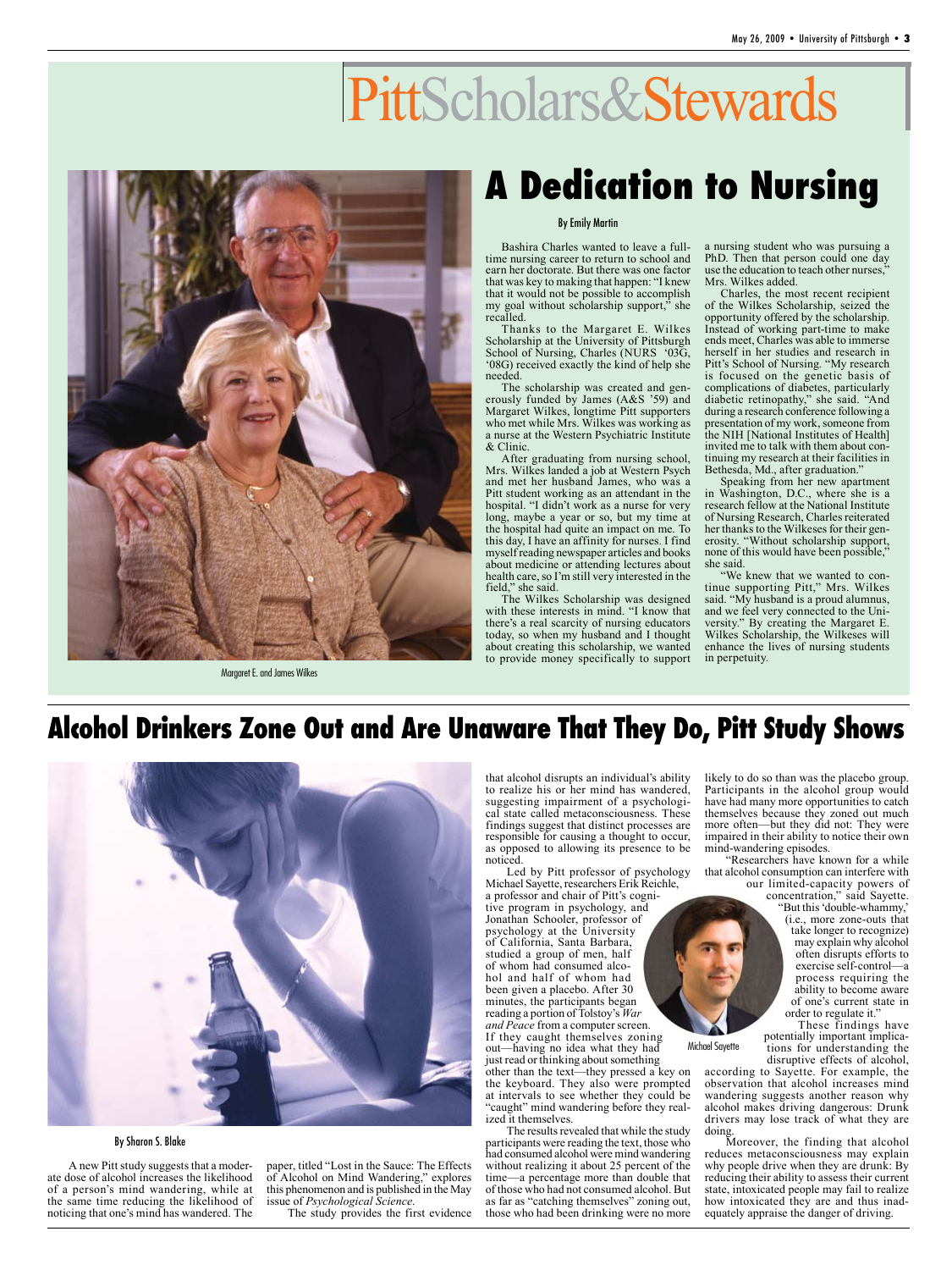# PittScholars&Stewards

## A Dedication to Nursing

By Emily Martin

Bashira Charles wanted to leave a full-time nursing career to return to school and earn her doctorate. But there was one factor that was key to making that happen: "I knew that it would not be possible to accomplish my goal without scholarship support," she recalled.

Thanks to the Margaret E. Wilkes Scholarship at the University of Pittsburgh School of Nursing, Charles (NURS '03G, '08G) received exactly the kind of help she needed.

The scholarship was created and generously funded by James (A&S '59) and Margaret Wilkes, longtime Pitt supporters who met while Mrs. Wilkes was working as a nurse at the Western Psychiatric Institute & Clinic.

After graduating from nursing school, Mrs. Wilkes landed a job at Western Psych and met her husband James, who was a Pitt student working as an attendant in the hospital. "I didn't work as a nurse for very long, maybe a year or so, but my time at the hospital had quite an impact on me. To this day, I have an affinity for nurses. I find myself reading newspaper articles and books about medicine or attending lectures about health care, so I'm still very interested in the field," she said.

The Wilkes Scholarship was designed with these interests in mind. "I know that there's a real scarcity of nursing educators today, so when my husband and I thought about creating this scholarship, we wanted to provide money specifically to support a nursing student who was pursuing a PhD. Then that person could one day use the education to teach other nurses," Mrs. Wilkes added.

Charles, the most recent recipient of the Wilkes Scholarship, seized the opportunity offered by the scholarship. Instead of working part-time to make ends meet, Charles was able to immerse herself in her studies and research in Pitt's School of Nursing. "My research is focused on the genetic basis of complications of diabetes, particularly diabetic retinopathy," she said. "And during a research conference following a presentation of my work, someone from the NIH [National Institutes of Health] invited me to talk with them about continuing my research at their facilities in Bethesda, Md., after graduation."

Speaking from her new apartment in Washington, D.C., where she is a research fellow at the National Institute of Nursing Research, Charles reiterated her thanks to the Wilkeses for their generosity. "Without scholarship support, none of this would have been possible," she said.

"We knew that we wanted to continue supporting Pitt," Mrs. Wilkes said. "My husband is a proud alumnus, and we feel very connected to the University." By creating the Margaret E. Wilkes Scholarship, the Wilkeses will enhance the lives of nursing students in perpetuity.

Margaret E. and James Wilkes

## Alcohol Drinkers Zone Out and Are Unaware That They Do, Pitt Study Shows

By Sharon S. Blake

A new Pitt study suggests that a moderate dose of alcohol increases the likelihood of a person's mind wandering, while at the same time reducing the likelihood of noticing that one's mind has wandered. The paper, titled "Lost in the Sauce: The Effects of Alcohol on Mind Wandering," explores this phenomenon and is published in the May issue of *Psychological Science*.

The study provides the first evidence that alcohol disrupts an individual's ability to realize his or her mind has wandered, suggesting impairment of a psychological state called metaconsciousness. These findings suggest that distinct processes are responsible for causing a thought to occur, as opposed to allowing its presence to be noticed.

Led by Pitt professor of psychology Michael Sayette, researchers Erik Reichle, a professor and chair of Pitt's cognitive program in psychology, and Jonathan Schooler, professor of psychology at the University of California, Santa Barbara, studied a group of men, half of whom had consumed alcohol and half of whom had been given a placebo. After 30 minutes, the participants began reading a portion of Tolstoy's *War and Peace* from a computer screen. If they caught themselves zoning out—having no idea what they had just read or thinking about something other than the text—they pressed a key on the keyboard. They also were prompted at intervals to see whether they could be "caught" mind wandering before they realized it themselves.

The results revealed that while the study participants were reading the text, those who had consumed alcohol were mind wandering without realizing it about 25 percent of the time—a percentage more than double that of those who had not consumed alcohol. But as far as "catching themselves" zoning out, those who had been drinking were no more likely to do so than was the placebo group. Participants in the alcohol group would have had many more opportunities to catch themselves because they zoned out much more often—but they did not: They were impaired in their ability to notice their own mind-wandering episodes.

"Researchers have known for a while that alcohol consumption can interfere with our limited-capacity powers of concentration," said Sayette. "But this 'double-whammy,' (i.e., more zone-outs that take longer to recognize) may explain why alcohol often disrupts efforts to exercise self-control—a process requiring the ability to become aware of one's current state in order to regulate it."

Michael Sayette

These findings have potentially important implications for understanding the disruptive effects of alcohol, according to Sayette. For example, the observation that alcohol increases mind wandering suggests another reason why alcohol makes driving dangerous: Drunk drivers may lose track of what they are doing.

Moreover, the finding that alcohol reduces metaconsciousness may explain why people drive when they are drunk: By reducing their ability to assess their current state, intoxicated people may fail to realize how intoxicated they are and thus inadequately appraise the danger of driving.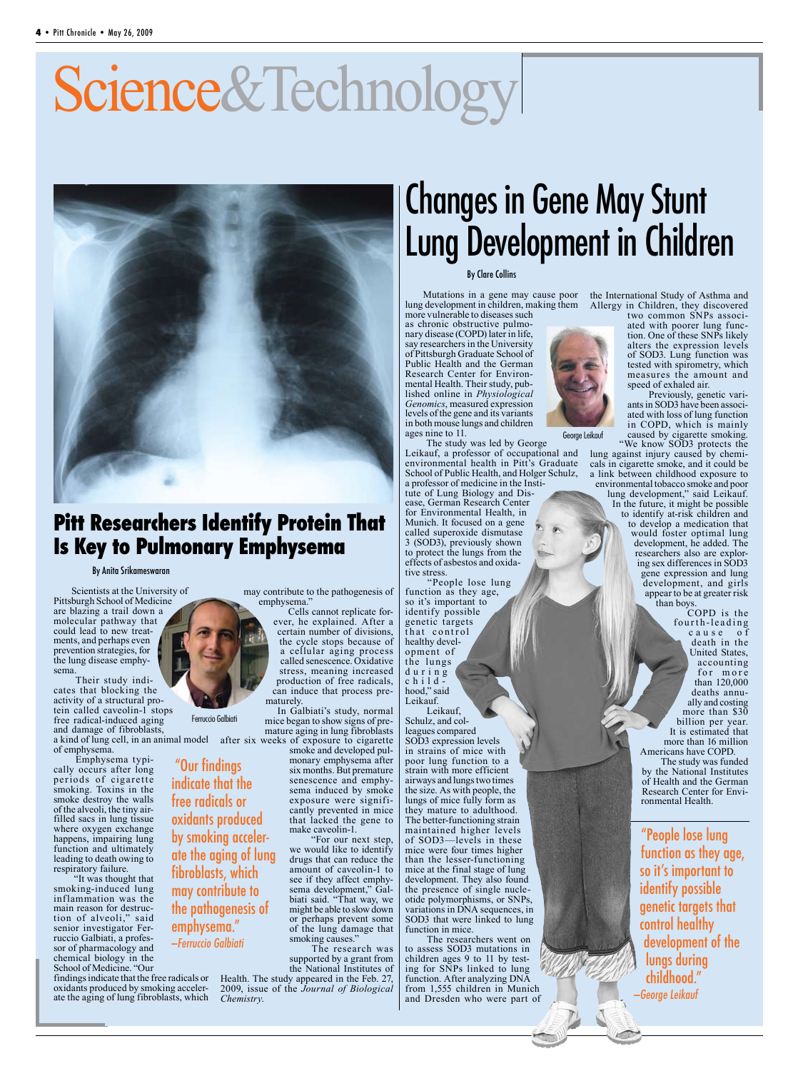# Science&Technology

## Pitt Researchers Identify Protein That Is Key to Pulmonary Emphysema

By Anita Srikameswaran

Scientists at the University of Pittsburgh School of Medicine are blazing a trail down a molecular pathway that could lead to new treatments, and perhaps even prevention strategies, for the lung disease emphysema.

Their study indicates that blocking the activity of a structural protein called caveolin-1 stops free radical-induced aging and damage of fibroblasts, a kind of lung cell, in an animal model of emphysema.

Ferruccio Galbiati

Emphysema typically occurs after long periods of cigarette smoking. Toxins in the smoke destroy the walls of the alveoli, the tiny air-filled sacs in lung tissue where oxygen exchange happens, impairing lung function and ultimately leading to death owing to respiratory failure.

"It was thought that smoking-induced lung inflammation was the main reason for destruction of alveoli," said senior investigator Ferruccio Galbiati, a professor of pharmacology and chemical biology in the School of Medicine. "Our findings indicate that the free radicals or oxidants produced by smoking accelerate the aging of lung fibroblasts, which may contribute to the pathogenesis of emphysema."

Cells cannot replicate forever, he explained. After a certain number of divisions, the cycle stops because of a cellular aging process called senescence. Oxidative stress, meaning increased production of free radicals, can induce that process prematurely.

In Galbiati's study, normal mice began to show signs of premature aging in lung fibroblasts after six weeks of exposure to cigarette smoke and developed pulmonary emphysema after six months. But premature senescence and emphysema induced by smoke exposure were significantly prevented in mice that lacked the gene to make caveolin-1.

"For our next step, we would like to identify drugs that can reduce the amount of caveolin-1 to see if they affect emphysema development," Galbiati said. "That way, we might be able to slow down or perhaps prevent some of the lung damage that smoking causes."

The research was supported by a grant from the National Institutes of Health. The study appeared in the Feb. 27, 2009, issue of the *Journal of Biological Chemistry*.

"Our findings indicate that the free radicals or oxidants produced by smoking accelerate the aging of lung fibroblasts, which may contribute to the pathogenesis of emphysema."
*—Ferruccio Galbiati*

## Changes in Gene May Stunt Lung Development in Children

By Clare Collins

Mutations in a gene may cause poor lung development in children, making them more vulnerable to diseases such as chronic obstructive pulmonary disease (COPD) later in life, say researchers in the University of Pittsburgh Graduate School of Public Health and the German Research Center for Environmental Health. Their study, published online in *Physiological Genomics*, measured expression levels of the gene and its variants in both mouse lungs and children ages nine to 11.

George Leikauf

The study was led by George Leikauf, a professor of occupational and environmental health in Pitt's Graduate School of Public Health, and Holger Schulz, a professor of medicine in the Institute of Lung Biology and Disease, German Research Center for Environmental Health, in Munich. It focused on a gene called superoxide dismutase 3 (SOD3), previously shown to protect the lungs from the effects of asbestos and oxidative stress.

"People lose lung function as they age, so it's important to identify possible genetic targets that control healthy development of the lungs during childhood," said Leikauf.

Leikauf, Schulz, and colleagues compared SOD3 expression levels in strains of mice with poor lung function to a strain with more efficient airways and lungs two times the size. As with people, the lungs of mice fully form as they mature to adulthood. The better-functioning strain maintained higher levels of SOD3—levels in these mice were four times higher than the lesser-functioning mice at the final stage of lung development. They also found the presence of single nucleotide polymorphisms, or SNPs, variations in DNA sequences, in SOD3 that were linked to lung function in mice.

The researchers went on to assess SOD3 mutations in children ages 9 to 11 by testing for SNPs linked to lung function. After analyzing DNA from 1,555 children in Munich and Dresden who were part of the International Study of Asthma and Allergy in Children, they discovered two common SNPs associated with poorer lung function. One of these SNPs likely alters the expression levels of SOD3. Lung function was tested with spirometry, which measures the amount and speed of exhaled air.

Previously, genetic variants in SOD3 have been associated with loss of lung function in COPD, which is mainly caused by cigarette smoking.

"We know SOD3 protects the lung against injury caused by chemicals in cigarette smoke, and it could be a link between childhood exposure to environmental tobacco smoke and poor lung development," said Leikauf.

In the future, it might be possible to identify at-risk children and to develop a medication that would foster optimal lung development, he added. The researchers also are exploring sex differences in SOD3 gene expression and lung development, and girls appear to be at greater risk than boys.

COPD is the fourth-leading cause of death in the United States, accounting for more than 120,000 deaths annually and costing more than $30 billion per year. It is estimated that more than 16 million Americans have COPD.

The study was funded by the National Institutes of Health and the German Research Center for Environmental Health.

"People lose lung function as they age, so it's important to identify possible genetic targets that control healthy development of the lungs during childhood."
*—George Leikauf*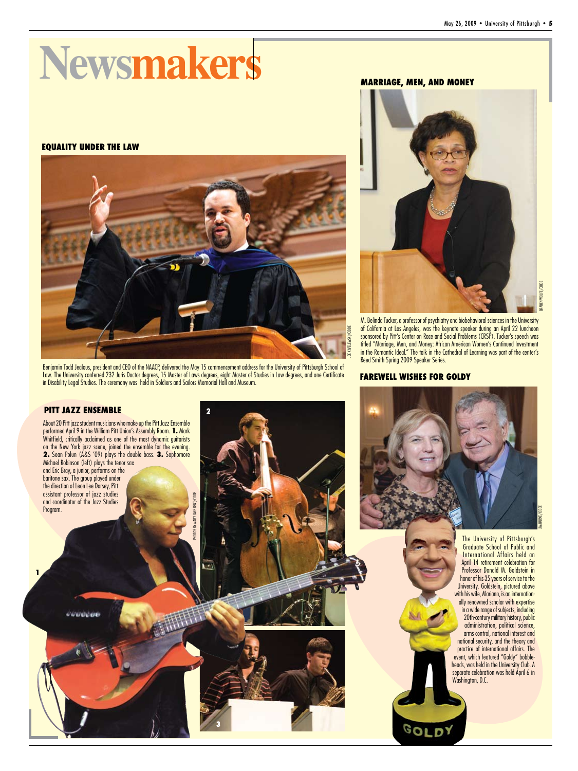# Newsmakers

## EQUALITY UNDER THE LAW

Benjamin Todd Jealous, president and CEO of the NAACP, delivered the May 15 commencement address for the University of Pittsburgh School of Law. The University conferred 232 Juris Doctor degrees, 15 Master of Laws degrees, eight Master of Studies in Law degrees, and one Certificate in Disability Legal Studies. The ceremony was held in Soldiers and Sailors Memorial Hall and Museum.

JOE KAPELEWSKI/CIDDE

## MARRIAGE, MEN, AND MONEY

M. Belinda Tucker, a professor of psychiatry and biobehavioral sciences in the University of California at Los Angeles, was the keynote speaker during an April 22 luncheon sponsored by Pitt's Center on Race and Social Problems (CRSP). Tucker's speech was titled "Marriage, Men, and Money: African American Women's Continued Investment in the Romantic Ideal." The talk in the Cathedral of Learning was part of the center's Reed Smith Spring 2009 Speaker Series.

BRADEN WOLFE/CIDDE

## PITT JAZZ ENSEMBLE

About 20 Pitt jazz student musicians who make up the Pitt Jazz Ensemble performed April 9 in the William Pitt Union's Assembly Room. **1.** Mark Whitfield, critically acclaimed as one of the most dynamic guitarists on the New York jazz scene, joined the ensemble for the evening. **2.** Sean Polun (A&S '09) plays the double bass. **3.** Sophomore Michael Robinson (left) plays the tenor sax and Eric Bray, a junior, performs on the baritone sax. The group played under the direction of Leon Lee Dorsey, Pitt assistant professor of jazz studies and coordinator of the Jazz Studies Program.

PHOTOS BY MARY JANE BENT/CIDDE

## FAREWELL WISHES FOR GOLDY

The University of Pittsburgh's Graduate School of Public and International Affairs held an April 14 retirement celebration for Professor Donald M. Goldstein in honor of his 35 years of service to the University. Goldstein, pictured above with his wife, Mariann, is an internationally renowned scholar with expertise in a wide range of subjects, including 20th-century military history, public administration, political science, arms control, national interest and national security, and the theory and practice of international affairs. The event, which featured "Goldy" bobbleheads, was held in the University Club. A separate celebration was held April 6 in Washington, D.C.

JIM BURKE/CIDDE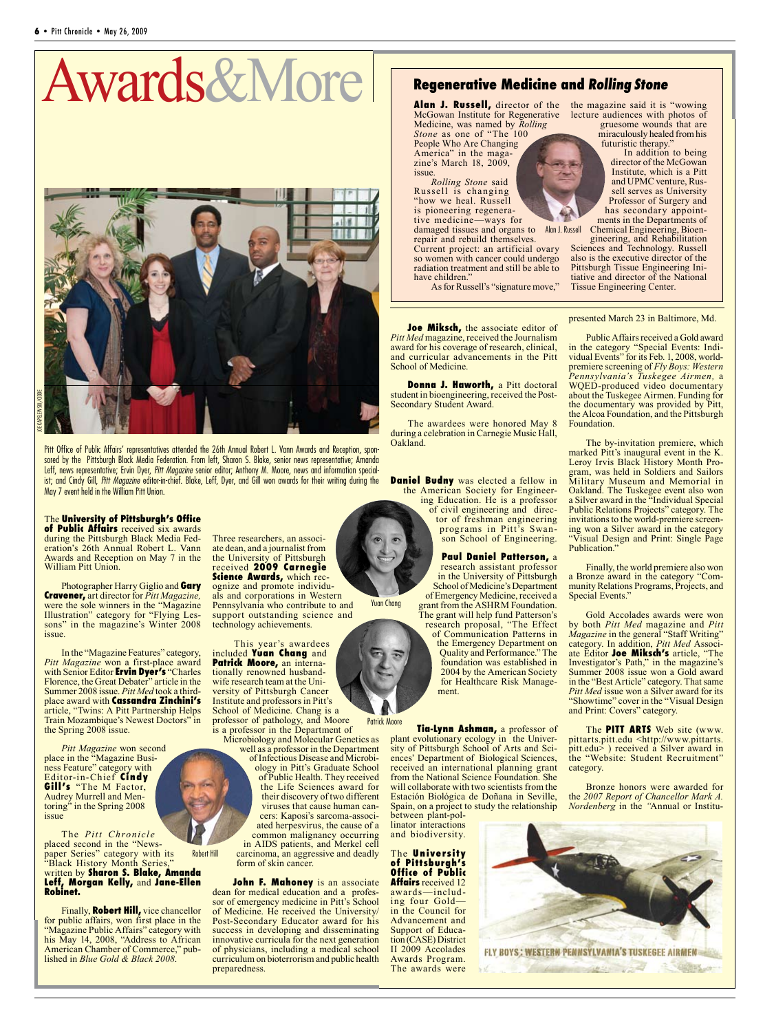# Awards&More

Pitt Office of Public Affairs' representatives attended the 26th Annual Robert L. Vann Awards and Reception, sponsored by the Pittsburgh Black Media Federation. From left, Sharon S. Blake, senior news representative; Amanda Leff, news representative; Ervin Dyer, *Pitt Magazine* senior editor; Anthony M. Moore, news and information specialist; and Cindy Gill, *Pitt Magazine* editor-in-chief. Blake, Leff, Dyer, and Gill won awards for their writing during the May 7 event held in the William Pitt Union.

The **University of Pittsburgh's Office of Public Affairs** received six awards during the Pittsburgh Black Media Federation's 26th Annual Robert L. Vann Awards and Reception on May 7 in the William Pitt Union.

Photographer Harry Giglio and **Gary Cravener,** art director for *Pitt Magazine,* were the sole winners in the "Magazine Illustration" category for "Flying Lessons" in the magazine's Winter 2008 issue.

In the "Magazine Features" category, *Pitt Magazine* won a first-place award with Senior Editor **Ervin Dyer's** "Charles Florence, the Great Debater" article in the Summer 2008 issue. *Pitt Med* took a third-place award with **Cassandra Zinchini's** article, "Twins: A Pitt Partnership Helps Train Mozambique's Newest Doctors" in the Spring 2008 issue.

*Pitt Magazine* won second place in the "Magazine Business Feature" category with Editor-in-Chief **Cindy Gill's** "The M Factor, Audrey Murrell and Mentoring" in the Spring 2008 issue

The *Pitt Chronicle* placed second in the "Newspaper Series" category with its "Black History Month Series," written by **Sharon S. Blake, Amanda Leff, Morgan Kelly,** and **Jane-Ellen Robinet.**

Robert Hill

Finally, **Robert Hill,** vice chancellor for public affairs, won first place in the "Magazine Public Affairs" category with his May 14, 2008, "Address to African American Chamber of Commerce," published in *Blue Gold & Black 2008.*

Three researchers, an associate dean, and a journalist from the University of Pittsburgh received **2009 Carnegie Science Awards,** which recognize and promote individuals and corporations in Western Pennsylvania who contribute to and support outstanding science and technology achievements.

This year's awardees included **Yuan Chang** and **Patrick Moore,** an internationally renowned husband-wife research team at the University of Pittsburgh Cancer Institute and professors in Pitt's School of Medicine. Chang is a professor of pathology, and Moore is a professor in the Department of Microbiology and Molecular Genetics as well as a professor in the Department of Infectious Disease and Microbiology in Pitt's Graduate School of Public Health. They received the Life Sciences award for their discovery of two different viruses that cause human cancers: Kaposi's sarcoma-associated herpesvirus, the cause of a common malignancy occurring in AIDS patients, and Merkel cell carcinoma, an aggressive and deadly form of skin cancer.

Yuan Chang

Patrick Moore

**John F. Mahoney** is an associate dean for medical education and a professor of emergency medicine in Pitt's School of Medicine. He received the University/Post-Secondary Educator award for his success in developing and disseminating innovative curricula for the next generation of physicians, including a medical school curriculum on bioterrorism and public health preparedness.

## Regenerative Medicine and *Rolling Stone*

**Alan J. Russell,** director of the McGowan Institute for Regenerative Medicine, was named by *Rolling Stone* as one of "The 100 People Who Are Changing America" in the magazine's March 18, 2009, issue.

*Rolling Stone* said Russell is changing "how we heal. Russell is pioneering regenerative medicine—ways for damaged tissues and organs to repair and rebuild themselves. Current project: an artificial ovary so women with cancer could undergo radiation treatment and still be able to have children."

As for Russell's "signature move," the magazine said it is "wowing lecture audiences with photos of gruesome wounds that are miraculously healed from his futuristic therapy."

Alan J. Russell

In addition to being director of the McGowan Institute, which is a Pitt and UPMC venture, Russell serves as University Professor of Surgery and has secondary appointments in the Departments of Chemical Engineering, Bioengineering, and Rehabilitation Sciences and Technology. Russell also is the executive director of the Pittsburgh Tissue Engineering Initiative and director of the National Tissue Engineering Center.

**Joe Miksch,** the associate editor of *Pitt Med* magazine, received the Journalism award for his coverage of research, clinical, and curricular advancements in the Pitt School of Medicine.

**Donna J. Haworth,** a Pitt doctoral student in bioengineering, received the Post-Secondary Student Award.

The awardees were honored May 8 during a celebration in Carnegie Music Hall, Oakland.

**Daniel Budny** was elected a fellow in the American Society for Engineering Education. He is a professor of civil engineering and director of freshman engineering programs in Pitt's Swanson School of Engineering.

**Paul Daniel Patterson,** a research assistant professor in the University of Pittsburgh School of Medicine's Department of Emergency Medicine, received a grant from the ASHRM Foundation. The grant will help fund Patterson's research proposal, "The Effect of Communication Patterns in the Emergency Department on Quality and Performance." The foundation was established in 2004 by the American Society for Healthcare Risk Management.

**Tia-Lynn Ashman,** a professor of plant evolutionary ecology in the University of Pittsburgh School of Arts and Sciences' Department of Biological Sciences, received an international planning grant from the National Science Foundation. She will collaborate with two scientists from the Estación Biológica de Doñana in Seville, Spain, on a project to study the relationship between plant-pollinator interactions and biodiversity.

The **University of Pittsburgh's Office of Public Affairs** received 12 awards—including four Gold—in the Council for Advancement and Support of Education (CASE) District II 2009 Accolades Awards Program. The awards were presented March 23 in Baltimore, Md.

Public Affairs received a Gold award in the category "Special Events: Individual Events" for its Feb. 1, 2008, world-premiere screening of *Fly Boys: Western Pennsylvania's Tuskegee Airmen,* a WQED-produced video documentary about the Tuskegee Airmen. Funding for the documentary was provided by Pitt, the Alcoa Foundation, and the Pittsburgh Foundation.

The by-invitation premiere, which marked Pitt's inaugural event in the K. Leroy Irvis Black History Month Program, was held in Soldiers and Sailors Military Museum and Memorial in Oakland. The Tuskegee event also won a Silver award in the "Individual Special Public Relations Projects" category. The invitations to the world-premiere screening won a Silver award in the category "Visual Design and Print: Single Page Publication."

Finally, the world premiere also won a Bronze award in the category "Community Relations Programs, Projects, and Special Events."

Gold Accolades awards were won by both *Pitt Med* magazine and *Pitt Magazine* in the general "Staff Writing" category. In addition, *Pitt Med* Associate Editor **Joe Miksch's** article, "The Investigator's Path," in the magazine's Summer 2008 issue won a Gold award in the "Best Article" category. That same *Pitt Med* issue won a Silver award for its "Showtime" cover in the "Visual Design and Print: Covers" category.

The **PITT ARTS** Web site (www.pittarts.pitt.edu <http://www.pittarts.pitt.edu> ) received a Silver award in the "Website: Student Recruitment" category.

Bronze honors were awarded for the *2007 Report of Chancellor Mark A. Nordenberg* in the "Annual or Institu-

FLY BOYS: WESTERN PENNSYLVANIA'S TUSKEGEE AIRMEN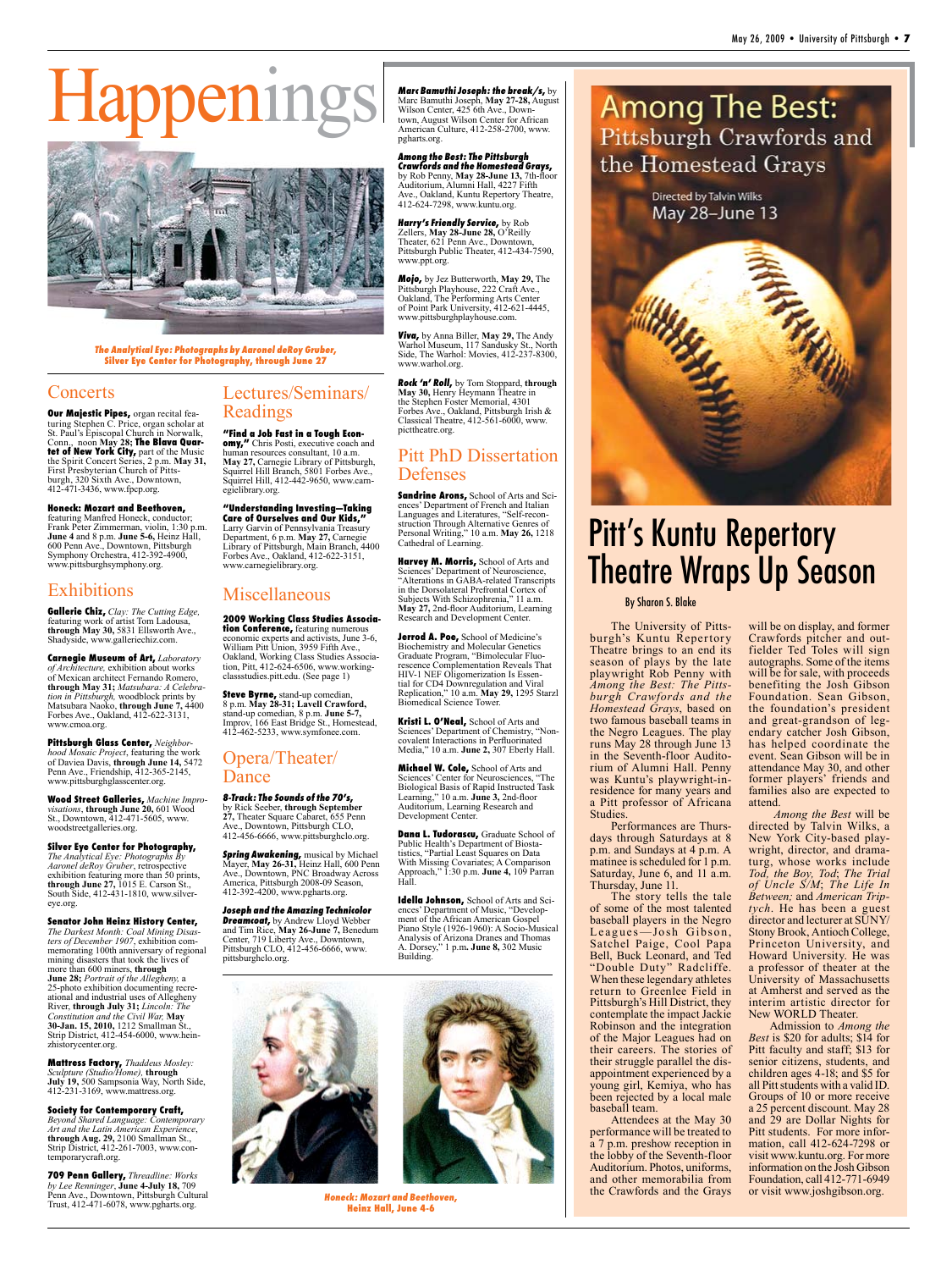# Happenings

*The Analytical Eye: Photographs by Aaronel deRoy Gruber,* **Silver Eye Center for Photography, through June 27**

## Concerts

**Our Majestic Pipes,** organ recital featuring Stephen C. Price, organ scholar at St. Paul's Episcopal Church in Norwalk, Conn., noon **May 28; The Blava Quartet of New York City,** part of the Music the Spirit Concert Series, 2 p.m. **May 31,** First Presbyterian Church of Pittsburgh, 320 Sixth Ave., Downtown, 412-471-3436, www.fpcp.org.

**Honeck: Mozart and Beethoven,** featuring Manfred Honeck, conductor; Frank Peter Zimmerman, violin, 1:30 p.m. **June 4** and 8 p.m. **June 5-6,** Heinz Hall, 600 Penn Ave., Downtown, Pittsburgh Symphony Orchestra, 412-392-4900, www.pittsburghsymphony.org.

## Exhibitions

**Gallerie Chiz,** *Clay: The Cutting Edge,* featuring work of artist Tom Ladousa, **through May 30,** 5831 Ellsworth Ave., Shadyside, www.galleriechiz.com.

**Carnegie Museum of Art,** *Laboratory of Architecture,* exhibition about works of Mexican architect Fernando Romero, **through May 31;** *Matsubara: A Celebration in Pittsburgh,* woodblock prints by Matsubara Naoko, **through June 7,** 4400 Forbes Ave., Oakland, 412-622-3131, www.cmoa.org.

**Pittsburgh Glass Center,** *Neighborhood Mosaic Project*, featuring the work of Daviea Davis, **through June 14,** 5472 Penn Ave., Friendship, 412-365-2145, www.pittsburghglasscenter.org.

**Wood Street Galleries,** *Machine Improvisations*, **through June 20,** 601 Wood St., Downtown, 412-471-5605, www.woodstreetgalleries.org.

**Silver Eye Center for Photography,** *The Analytical Eye: Photographs By Aaronel deRoy Gruber*, retrospective exhibition featuring more than 50 prints, **through June 27,** 1015 E. Carson St., South Side, 412-431-1810, www.silvereye.org.

**Senator John Heinz History Center,** *The Darkest Month: Coal Mining Disasters of December 1907*, exhibition commemorating 100th anniversary of regional mining disasters that took the lives of more than 600 miners, **through June 28;** *Portrait of the Allegheny,* a 25-photo exhibition documenting recreational and industrial uses of Allegheny River, **through July 31;** *Lincoln: The Constitution and the Civil War,* **May 30-Jan. 15, 2010,** 1212 Smallman St., Strip District, 412-454-6000, www.heinzhistorycenter.org.

**Mattress Factory,** *Thaddeus Mosley: Sculpture (Studio/Home),* **through July 19,** 500 Sampsonia Way, North Side, 412-231-3169, www.mattress.org.

**Society for Contemporary Craft,** *Beyond Shared Language: Contemporary Art and the Latin American Experience*, **through Aug. 29,** 2100 Smallman St., Strip District, 412-261-7003, www.contemporarycraft.org.

**709 Penn Gallery,** *Threadline: Works by Lee Renninger*, **June 4-July 18,** 709 Penn Ave., Downtown, Pittsburgh Cultural Trust, 412-471-6078, www.pgharts.org.

## Lectures/Seminars/ Readings

**"Find a Job Fast in a Tough Economy,"** Chris Posti, executive coach and human resources consultant, 10 a.m. **May 27,** Carnegie Library of Pittsburgh, Squirrel Hill Branch, 5801 Forbes Ave., Squirrel Hill, 412-442-9650, www.carnegielibrary.org.

**"Understanding Investing—Taking Care of Ourselves and Our Kids,"** Larry Garvin of Pennsylvania Treasury Department, 6 p.m. **May 27,** Carnegie Library of Pittsburgh, Main Branch, 4400 Forbes Ave., Oakland, 412-622-3151, www.carnegielibrary.org.

## Miscellaneous

**2009 Working Class Studies Association Conference,** featuring numerous economic experts and activists, June 3-6, William Pitt Union, 3959 Fifth Ave., Oakland, Working Class Studies Association, Pitt, 412-624-6506, www.workingclassstudies.pitt.edu. (See page 1)

**Steve Byrne,** stand-up comedian, 8 p.m. **May 28-31; Lavell Crawford,** stand-up comedian, 8 p.m. **June 5-7,** Improv, 166 East Bridge St., Homestead, 412-462-5233, www.symfonee.com.

## Opera/Theater/ Dance

***8-Track: The Sounds of the 70's,*** by Rick Seeber, **through September 27,** Theater Square Cabaret, 655 Penn Ave., Downtown, Pittsburgh CLO, 412-456-6666, www.pittsburghclo.org.

***Spring Awakening,*** musical by Michael Mayer, **May 26-31,** Heinz Hall, 600 Penn Ave., Downtown, PNC Broadway Across America, Pittsburgh 2008-09 Season, 412-392-4200, www.pgharts.org.

***Joseph and the Amazing Technicolor Dreamcoat,*** by Andrew Lloyd Webber and Tim Rice, **May 26-June 7,** Benedum Center, 719 Liberty Ave., Downtown, Pittsburgh CLO, 412-456-6666, www.pittsburghclo.org.

***Marc Bamuthi Joseph: the break/s,*** by Marc Bamuthi Joseph, **May 27-28,** August Wilson Center, 425 6th Ave., Downtown, August Wilson Center for African American Culture, 412-258-2700, www.pgharts.org.

***Among the Best: The Pittsburgh Crawfords and the Homestead Grays,*** by Rob Penny, **May 28-June 13,** 7th-floor Auditorium, Alumni Hall, 4227 Fifth Ave., Oakland, Kuntu Repertory Theatre, 412-624-7298, www.kuntu.org.

***Harry's Friendly Service,*** by Rob Zellers, **May 28-June 28,** O'Reilly Theater, 621 Penn Ave., Downtown, Pittsburgh Public Theater, 412-434-7590, www.ppt.org.

***Mojo,*** by Jez Butterworth, **May 29,** The Pittsburgh Playhouse, 222 Craft Ave., Oakland, The Performing Arts Center of Point Park University, 412-621-4445, www.pittsburghplayhouse.com.

***Viva,*** by Anna Biller, **May 29,** The Andy Warhol Museum, 117 Sandusky St., North Side, The Warhol: Movies, 412-237-8300, www.warhol.org.

***Rock 'n' Roll,*** by Tom Stoppard, **through May 30,** Henry Heymann Theatre in the Stephen Foster Memorial, 4301 Forbes Ave., Oakland, Pittsburgh Irish & Classical Theatre, 412-561-6000, www.picttheatre.org.

## Pitt PhD Dissertation Defenses

**Sandrine Arons,** School of Arts and Sciences' Department of French and Italian Languages and Literatures, "Self-reconstruction Through Alternative Genres of Personal Writing," 10 a.m. **May 26,** 1218 Cathedral of Learning.

**Harvey M. Morris,** School of Arts and Sciences' Department of Neuroscience, "Alterations in GABA-related Transcripts in the Dorsolateral Prefrontal Cortex of Subjects With Schizophrenia," 11 a.m. **May 27,** 2nd-floor Auditorium, Learning Research and Development Center.

**Jerrod A. Poe,** School of Medicine's Biochemistry and Molecular Genetics Graduate Program, "Bimolecular Fluorescence Complementation Reveals That HIV-1 NEF Oligomerization Is Essential for CD4 Downregulation and Viral Replication," 10 a.m. **May 29,** 1295 Starzl Biomedical Science Tower.

**Kristi L. O'Neal,** School of Arts and Sciences' Department of Chemistry, "Noncovalent Interactions in Perfluorinated Media," 10 a.m. **June 2,** 307 Eberly Hall.

**Michael W. Cole,** School of Arts and Sciences' Center for Neurosciences, "The Biological Basis of Rapid Instructed Task Learning," 10 a.m. **June 3,** 2nd-floor Auditorium, Learning Research and Development Center.

**Dana L. Tudorascu,** Graduate School of Public Health's Department of Biostatistics, "Partial Least Squares on Data With Missing Covariates; A Comparison Approach," 1:30 p.m. **June 4,** 109 Parran Hall.

**Idella Johnson,** School of Arts and Sciences' Department of Music, "Development of the African American Gospel Piano Style (1926-1960): A Socio-Musical Analysis of Arizona Dranes and Thomas A. Dorsey," 1 p.m. **June 8,** 302 Music Building.

*Honeck: Mozart and Beethoven,* **Heinz Hall, June 4-6**

Among The Best: Pittsburgh Crawfords and the Homestead Grays

Directed by Talvin Wilks

May 28–June 13

# Pitt's Kuntu Repertory Theatre Wraps Up Season

By Sharon S. Blake

The University of Pittsburgh's Kuntu Repertory Theatre brings to an end its season of plays by the late playwright Rob Penny with *Among the Best: The Pittsburgh Crawfords and the Homestead Grays*, based on two famous baseball teams in the Negro Leagues. The play runs May 28 through June 13 in the Seventh-floor Auditorium of Alumni Hall. Penny was Kuntu's playwright-in-residence for many years and a Pitt professor of Africana Studies.

Performances are Thursdays through Saturdays at 8 p.m. and Sundays at 4 p.m. A matinee is scheduled for 1 p.m. Saturday, June 6, and 11 a.m. Thursday, June 11.

The story tells the tale of some of the most talented baseball players in the Negro Leagues—Josh Gibson, Satchel Paige, Cool Papa Bell, Buck Leonard, and Ted "Double Duty" Radcliffe. When these legendary athletes return to Greenlee Field in Pittsburgh's Hill District, they contemplate the impact Jackie Robinson and the integration of the Major Leagues had on their careers. The stories of their struggle parallel the disappointment experienced by a young girl, Kemiya, who has been rejected by a local male baseball team.

Attendees at the May 30 performance will be treated to a 7 p.m. preshow reception in the lobby of the Seventh-floor Auditorium. Photos, uniforms, and other memorabilia from the Crawfords and the Grays will be on display, and former Crawfords pitcher and outfielder Ted Toles will sign autographs. Some of the items will be for sale, with proceeds benefiting the Josh Gibson Foundation. Sean Gibson, the foundation's president and great-grandson of legendary catcher Josh Gibson, has helped coordinate the event. Sean Gibson will be in attendance May 30, and other former players' friends and families also are expected to attend.

*Among the Best* will be directed by Talvin Wilks, a New York City-based playwright, director, and dramaturg, whose works include *Tod, the Boy, Tod*; *The Trial of Uncle S/M*; *The Life In Between;* and *American Triptych*. He has been a guest director and lecturer at SUNY/Stony Brook, Antioch College, Princeton University, and Howard University. He was a professor of theater at the University of Massachusetts at Amherst and served as the interim artistic director for New WORLD Theater.

Admission to *Among the Best* is $20 for adults; $14 for Pitt faculty and staff; $13 for senior citizens, students, and children ages 4-18; and $5 for all Pitt students with a valid ID. Groups of 10 or more receive a 25 percent discount. May 28 and 29 are Dollar Nights for Pitt students. For more information, call 412-624-7298 or visit www.kuntu.org. For more information on the Josh Gibson Foundation, call 412-771-6949 or visit www.joshgibson.org.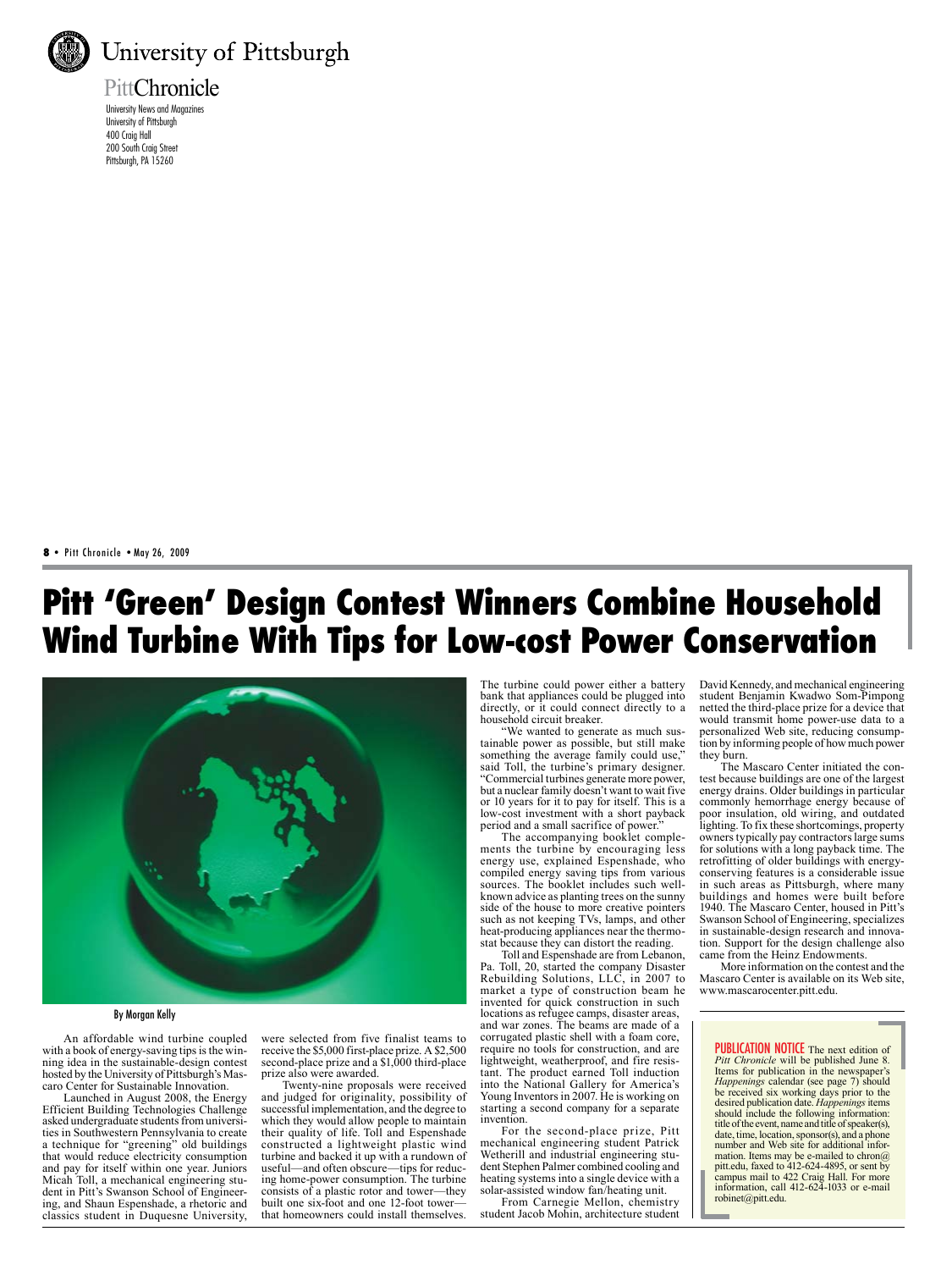University of Pittsburgh

PittChronicle

University News and Magazines
University of Pittsburgh
400 Craig Hall
200 South Craig Street
Pittsburgh, PA 15260

# Pitt 'Green' Design Contest Winners Combine Household Wind Turbine With Tips for Low-cost Power Conservation

By Morgan Kelly

An affordable wind turbine coupled with a book of energy-saving tips is the winning idea in the sustainable-design contest hosted by the University of Pittsburgh's Mascaro Center for Sustainable Innovation.

Launched in August 2008, the Energy Efficient Building Technologies Challenge asked undergraduate students from universities in Southwestern Pennsylvania to create a technique for "greening" old buildings that would reduce electricity consumption and pay for itself within one year. Juniors Micah Toll, a mechanical engineering student in Pitt's Swanson School of Engineering, and Shaun Espenshade, a rhetoric and classics student in Duquesne University, were selected from five finalist teams to receive the $5,000 first-place prize. A $2,500 second-place prize and a $1,000 third-place prize also were awarded.

Twenty-nine proposals were received and judged for originality, possibility of successful implementation, and the degree to which they would allow people to maintain their quality of life. Toll and Espenshade constructed a lightweight plastic wind turbine and backed it up with a rundown of useful—and often obscure—tips for reducing home-power consumption. The turbine consists of a plastic rotor and tower—they built one six-foot and one 12-foot tower—that homeowners could install themselves. The turbine could power either a battery bank that appliances could be plugged into directly, or it could connect directly to a household circuit breaker.

"We wanted to generate as much sustainable power as possible, but still make something the average family could use," said Toll, the turbine's primary designer. "Commercial turbines generate more power, but a nuclear family doesn't want to wait five or 10 years for it to pay for itself. This is a low-cost investment with a short payback period and a small sacrifice of power."

The accompanying booklet complements the turbine by encouraging less energy use, explained Espenshade, who compiled energy saving tips from various sources. The booklet includes such well-known advice as planting trees on the sunny side of the house to more creative pointers such as not keeping TVs, lamps, and other heat-producing appliances near the thermostat because they can distort the reading.

Toll and Espenshade are from Lebanon, Pa. Toll, 20, started the company Disaster Rebuilding Solutions, LLC, in 2007 to market a type of construction beam he invented for quick construction in such locations as refugee camps, disaster areas, and war zones. The beams are made of a corrugated plastic shell with a foam core, require no tools for construction, and are lightweight, weatherproof, and fire resistant. The product earned Toll induction into the National Gallery for America's Young Inventors in 2007. He is working on starting a second company for a separate invention.

For the second-place prize, Pitt mechanical engineering student Patrick Wetherill and industrial engineering student Stephen Palmer combined cooling and heating systems into a single device with a solar-assisted window fan/heating unit.

From Carnegie Mellon, chemistry student Jacob Mohin, architecture student David Kennedy, and mechanical engineering student Benjamin Kwadwo Som-Pimpong netted the third-place prize for a device that would transmit home power-use data to a personalized Web site, reducing consumption by informing people of how much power they burn.

The Mascaro Center initiated the contest because buildings are one of the largest energy drains. Older buildings in particular commonly hemorrhage energy because of poor insulation, old wiring, and outdated lighting. To fix these shortcomings, property owners typically pay contractors large sums for solutions with a long payback time. The retrofitting of older buildings with energy-conserving features is a considerable issue in such areas as Pittsburgh, where many buildings and homes were built before 1940. The Mascaro Center, housed in Pitt's Swanson School of Engineering, specializes in sustainable-design research and innovation. Support for the design challenge also came from the Heinz Endowments.

More information on the contest and the Mascaro Center is available on its Web site, www.mascarocenter.pitt.edu.

**PUBLICATION NOTICE** The next edition of *Pitt Chronicle* will be published June 8. Items for publication in the newspaper's *Happenings* calendar (see page 7) should be received six working days prior to the desired publication date. *Happenings* items should include the following information: title of the event, name and title of speaker(s), date, time, location, sponsor(s), and a phone number and Web site for additional information. Items may be e-mailed to chron@pitt.edu, faxed to 412-624-4895, or sent by campus mail to 422 Craig Hall. For more information, call 412-624-1033 or e-mail robinet@pitt.edu.